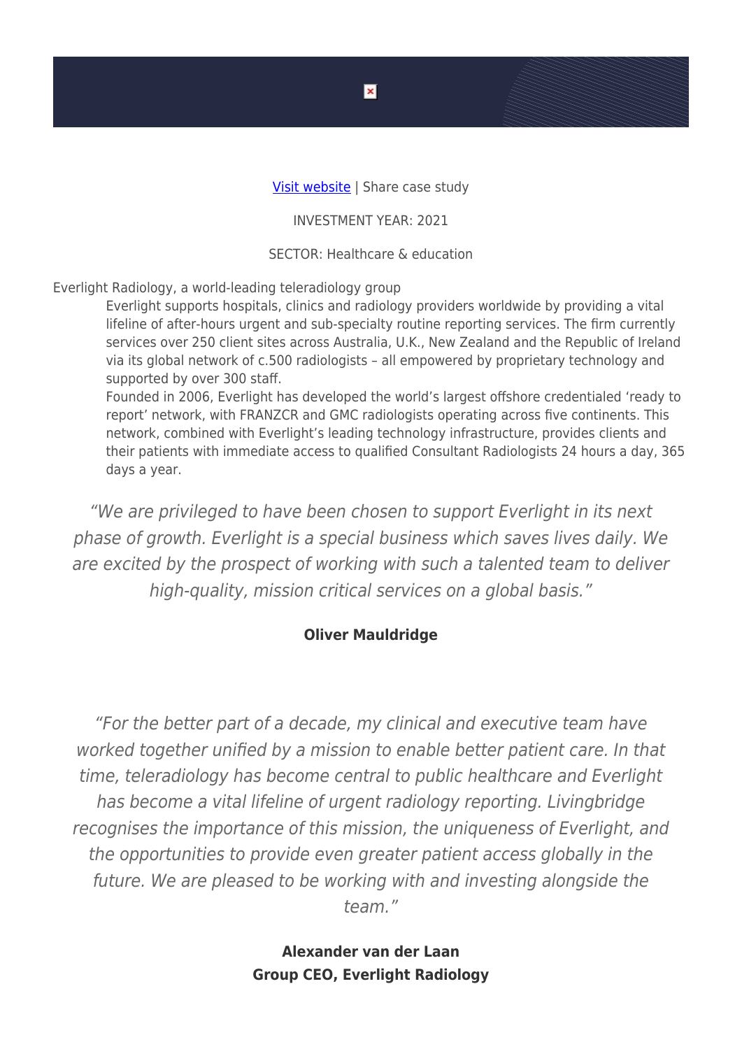[Visit website](#) | Share case study

INVESTMENT YEAR: 2021

SECTOR: Healthcare & education

Everlight Radiology, a world-leading teleradiology group

Everlight supports hospitals, clinics and radiology providers worldwide by providing a vital lifeline of after-hours urgent and sub-specialty routine reporting services. The firm currently services over 250 client sites across Australia, U.K., New Zealand and the Republic of Ireland via its global network of c.500 radiologists – all empowered by proprietary technology and supported by over 300 staff.

Founded in 2006, Everlight has developed the world's largest offshore credentialed 'ready to report' network, with FRANZCR and GMC radiologists operating across five continents. This network, combined with Everlight's leading technology infrastructure, provides clients and their patients with immediate access to qualified Consultant Radiologists 24 hours a day, 365 days a year.

> *"We are privileged to have been chosen to support Everlight in its next phase of growth. Everlight is a special business which saves lives daily. We are excited by the prospect of working with such a talented team to deliver high-quality, mission critical services on a global basis."*
>
> **Oliver Mauldridge**

> *"For the better part of a decade, my clinical and executive team have worked together unified by a mission to enable better patient care. In that time, teleradiology has become central to public healthcare and Everlight has become a vital lifeline of urgent radiology reporting. Livingbridge recognises the importance of this mission, the uniqueness of Everlight, and the opportunities to provide even greater patient access globally in the future. We are pleased to be working with and investing alongside the team."*
>
> **Alexander van der Laan**
> **Group CEO, Everlight Radiology**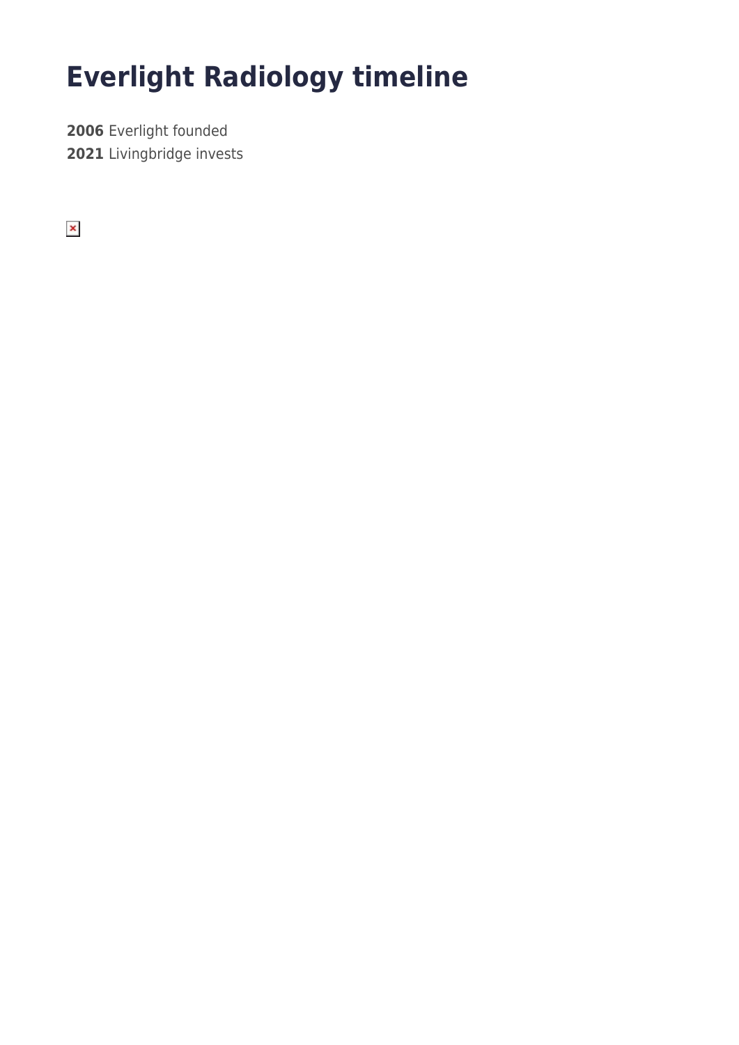# Everlight Radiology timeline

**2006** Everlight founded
**2021** Livingbridge invests